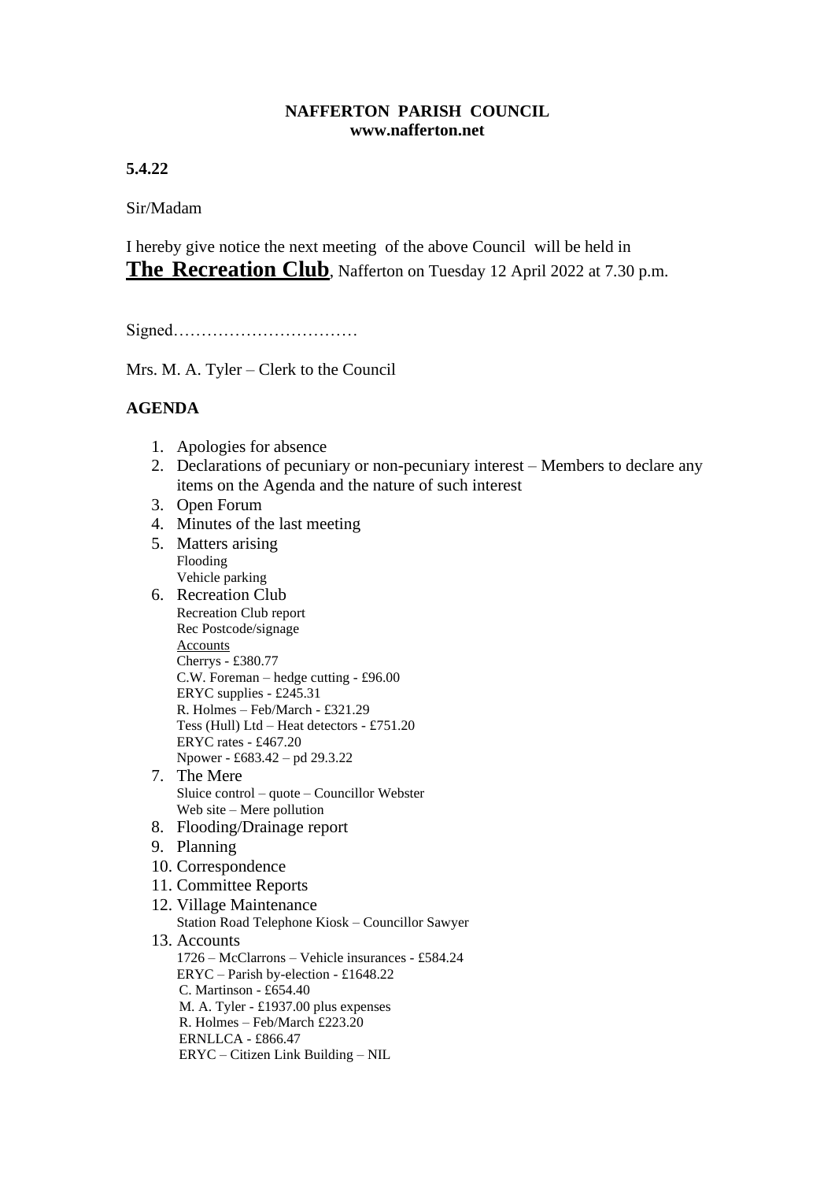**NAFFERTON PARISH COUNCIL**
**www.nafferton.net**

**5.4.22**

Sir/Madam

I hereby give notice the next meeting of the above Council will be held in **The Recreation Club**, Nafferton on Tuesday 12 April 2022 at 7.30 p.m.

Signed……………………………

Mrs. M. A. Tyler – Clerk to the Council

**AGENDA**

1. Apologies for absence
2. Declarations of pecuniary or non-pecuniary interest – Members to declare any items on the Agenda and the nature of such interest
3. Open Forum
4. Minutes of the last meeting
5. Matters arising
   Flooding
   Vehicle parking
6. Recreation Club
   Recreation Club report
   Rec Postcode/signage
   Accounts
   Cherrys - £380.77
   C.W. Foreman – hedge cutting - £96.00
   ERYC supplies - £245.31
   R. Holmes – Feb/March - £321.29
   Tess (Hull) Ltd – Heat detectors - £751.20
   ERYC rates - £467.20
   Npower - £683.42 – pd 29.3.22
7. The Mere
   Sluice control – quote – Councillor Webster
   Web site – Mere pollution
8. Flooding/Drainage report
9. Planning
10. Correspondence
11. Committee Reports
12. Village Maintenance
    Station Road Telephone Kiosk – Councillor Sawyer
13. Accounts
    1726 – McClarrons – Vehicle insurances - £584.24
    ERYC – Parish by-election - £1648.22
    C. Martinson - £654.40
    M. A. Tyler - £1937.00 plus expenses
    R. Holmes – Feb/March £223.20
    ERNLLCA - £866.47
    ERYC – Citizen Link Building – NIL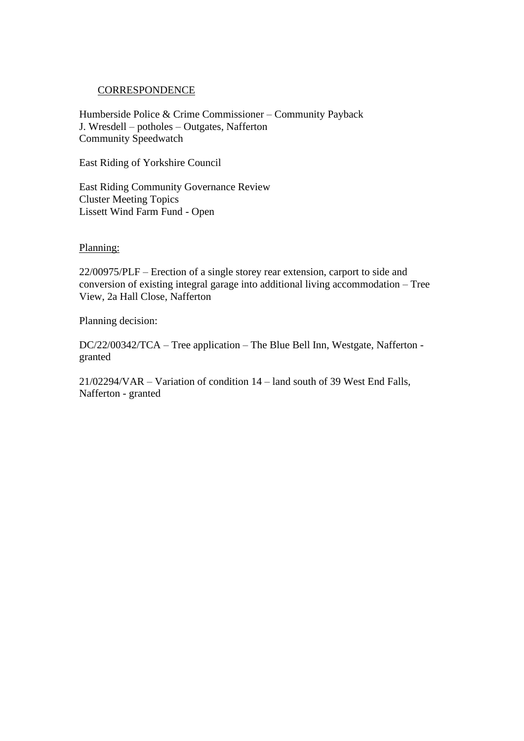CORRESPONDENCE

Humberside Police & Crime Commissioner – Community Payback
J. Wresdell – potholes – Outgates, Nafferton
Community Speedwatch

East Riding of Yorkshire Council

East Riding Community Governance Review
Cluster Meeting Topics
Lissett Wind Farm Fund - Open

Planning:

22/00975/PLF – Erection of a single storey rear extension, carport to side and conversion of existing integral garage into additional living accommodation – Tree View, 2a Hall Close, Nafferton

Planning decision:

DC/22/00342/TCA – Tree application – The Blue Bell Inn, Westgate, Nafferton - granted

21/02294/VAR – Variation of condition 14 – land south of 39 West End Falls, Nafferton - granted